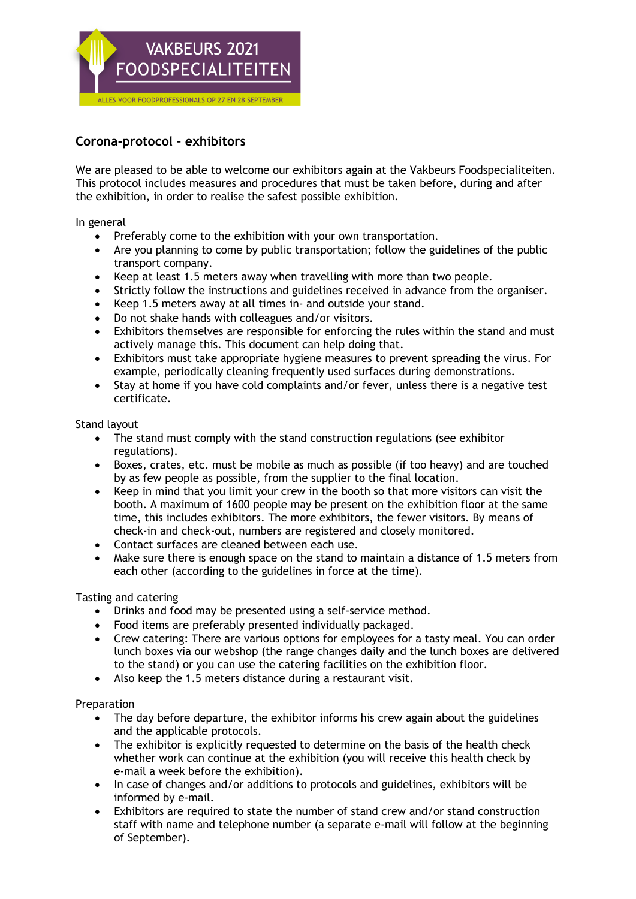VAKBEURS 2021 FOODSPECIALITEITEN

ALLES VOOR FOODPROFESSIONALS OP 27 EN 28 SEPTEMBER

## Corona-protocol – exhibitors

We are pleased to be able to welcome our exhibitors again at the Vakbeurs Foodspecialiteiten. This protocol includes measures and procedures that must be taken before, during and after the exhibition, in order to realise the safest possible exhibition.

In general

- Preferably come to the exhibition with your own transportation.
- Are you planning to come by public transportation; follow the guidelines of the public transport company.
- Keep at least 1.5 meters away when travelling with more than two people.
- Strictly follow the instructions and guidelines received in advance from the organiser.
- Keep 1.5 meters away at all times in- and outside your stand.
- Do not shake hands with colleagues and/or visitors.
- Exhibitors themselves are responsible for enforcing the rules within the stand and must actively manage this. This document can help doing that.
- Exhibitors must take appropriate hygiene measures to prevent spreading the virus. For example, periodically cleaning frequently used surfaces during demonstrations.
- Stay at home if you have cold complaints and/or fever, unless there is a negative test certificate.

Stand layout

- The stand must comply with the stand construction regulations (see exhibitor regulations).
- Boxes, crates, etc. must be mobile as much as possible (if too heavy) and are touched by as few people as possible, from the supplier to the final location.
- Keep in mind that you limit your crew in the booth so that more visitors can visit the booth. A maximum of 1600 people may be present on the exhibition floor at the same time, this includes exhibitors. The more exhibitors, the fewer visitors. By means of check-in and check-out, numbers are registered and closely monitored.
- Contact surfaces are cleaned between each use.
- Make sure there is enough space on the stand to maintain a distance of 1.5 meters from each other (according to the guidelines in force at the time).

Tasting and catering

- Drinks and food may be presented using a self-service method.
- Food items are preferably presented individually packaged.
- Crew catering: There are various options for employees for a tasty meal. You can order lunch boxes via our webshop (the range changes daily and the lunch boxes are delivered to the stand) or you can use the catering facilities on the exhibition floor.
- Also keep the 1.5 meters distance during a restaurant visit.

Preparation

- The day before departure, the exhibitor informs his crew again about the guidelines and the applicable protocols.
- The exhibitor is explicitly requested to determine on the basis of the health check whether work can continue at the exhibition (you will receive this health check by e-mail a week before the exhibition).
- In case of changes and/or additions to protocols and guidelines, exhibitors will be informed by e-mail.
- Exhibitors are required to state the number of stand crew and/or stand construction staff with name and telephone number (a separate e-mail will follow at the beginning of September).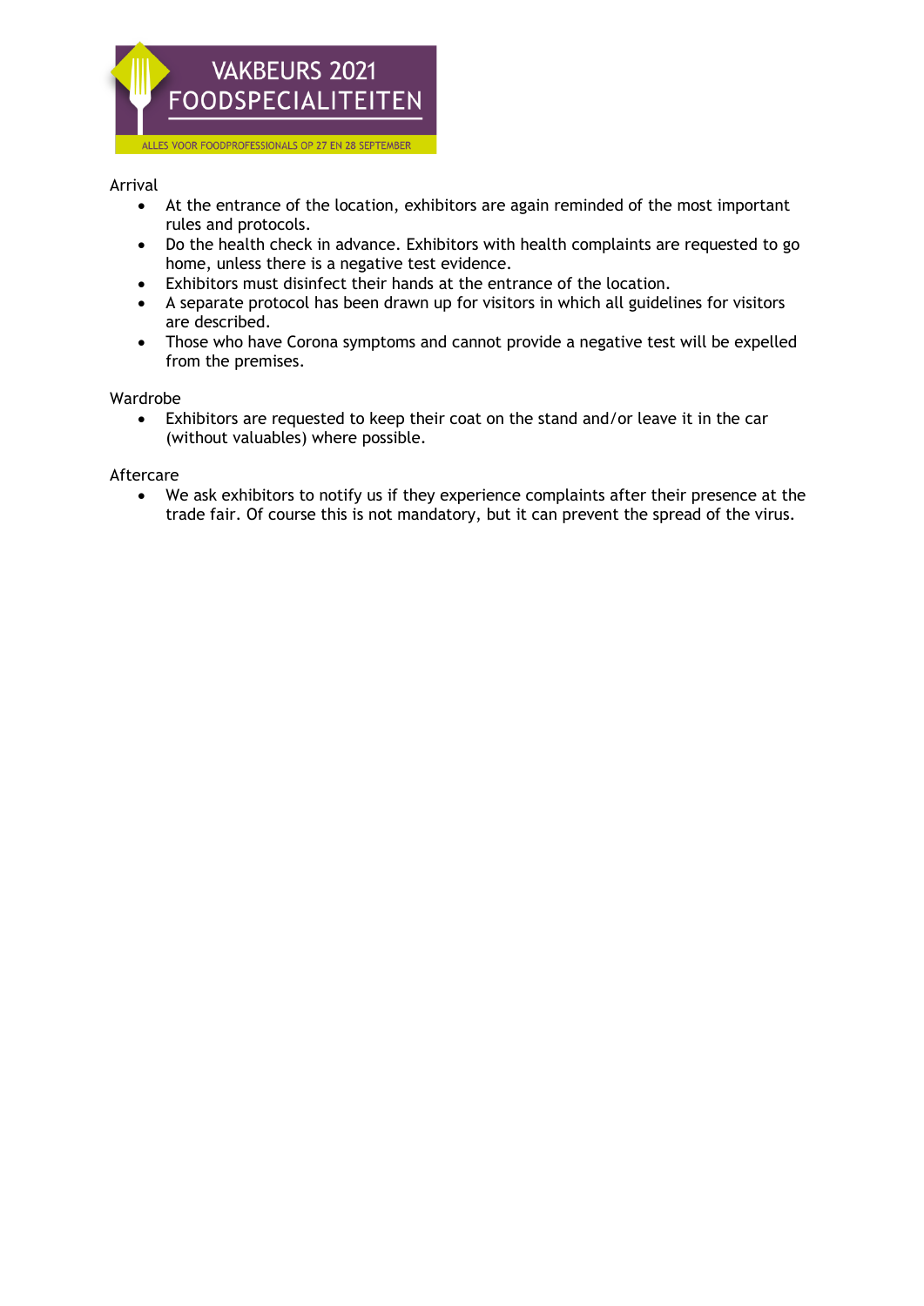Arrival

- At the entrance of the location, exhibitors are again reminded of the most important rules and protocols.
- Do the health check in advance. Exhibitors with health complaints are requested to go home, unless there is a negative test evidence.
- Exhibitors must disinfect their hands at the entrance of the location.
- A separate protocol has been drawn up for visitors in which all guidelines for visitors are described.
- Those who have Corona symptoms and cannot provide a negative test will be expelled from the premises.

Wardrobe

- Exhibitors are requested to keep their coat on the stand and/or leave it in the car (without valuables) where possible.

Aftercare

- We ask exhibitors to notify us if they experience complaints after their presence at the trade fair. Of course this is not mandatory, but it can prevent the spread of the virus.